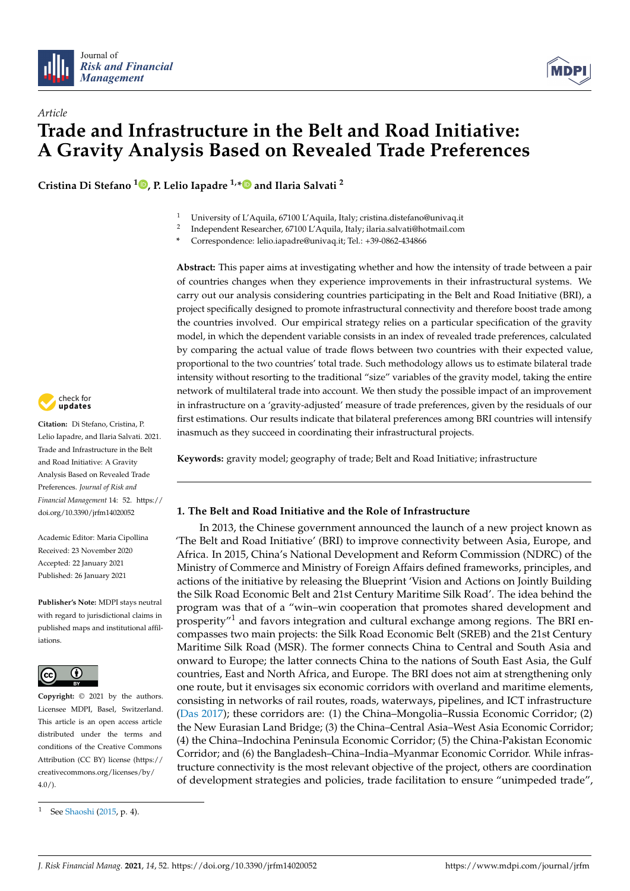*Article*

# Trade and Infrastructure in the Belt and Road Initiative: A Gravity Analysis Based on Revealed Trade Preferences

**Cristina Di Stefano [1], P. Lelio Iapadre [1,*] and Ilaria Salvati [2]**

[1] University of L'Aquila, 67100 L'Aquila, Italy; cristina.distefano@univaq.it
[2] Independent Researcher, 67100 L'Aquila, Italy; ilaria.salvati@hotmail.com
\* Correspondence: lelio.iapadre@univaq.it; Tel.: +39-0862-434866

**Abstract:** This paper aims at investigating whether and how the intensity of trade between a pair of countries changes when they experience improvements in their infrastructural systems. We carry out our analysis considering countries participating in the Belt and Road Initiative (BRI), a project specifically designed to promote infrastructural connectivity and therefore boost trade among the countries involved. Our empirical strategy relies on a particular specification of the gravity model, in which the dependent variable consists in an index of revealed trade preferences, calculated by comparing the actual value of trade flows between two countries with their expected value, proportional to the two countries' total trade. Such methodology allows us to estimate bilateral trade intensity without resorting to the traditional "size" variables of the gravity model, taking the entire network of multilateral trade into account. We then study the possible impact of an improvement in infrastructure on a 'gravity-adjusted' measure of trade preferences, given by the residuals of our first estimations. Our results indicate that bilateral preferences among BRI countries will intensify inasmuch as they succeed in coordinating their infrastructural projects.

**Keywords:** gravity model; geography of trade; Belt and Road Initiative; infrastructure

**Citation:** Di Stefano, Cristina, P. Lelio Iapadre, and Ilaria Salvati. 2021. Trade and Infrastructure in the Belt and Road Initiative: A Gravity Analysis Based on Revealed Trade Preferences. *Journal of Risk and Financial Management* 14: 52. https://doi.org/10.3390/jrfm14020052

Academic Editor: Maria Cipollina

Received: 23 November 2020
Accepted: 22 January 2021
Published: 26 January 2021

**Publisher's Note:** MDPI stays neutral with regard to jurisdictional claims in published maps and institutional affiliations.

**Copyright:** © 2021 by the authors. Licensee MDPI, Basel, Switzerland. This article is an open access article distributed under the terms and conditions of the Creative Commons Attribution (CC BY) license (https://creativecommons.org/licenses/by/4.0/).

## 1. The Belt and Road Initiative and the Role of Infrastructure

In 2013, the Chinese government announced the launch of a new project known as 'The Belt and Road Initiative' (BRI) to improve connectivity between Asia, Europe, and Africa. In 2015, China's National Development and Reform Commission (NDRC) of the Ministry of Commerce and Ministry of Foreign Affairs defined frameworks, principles, and actions of the initiative by releasing the Blueprint 'Vision and Actions on Jointly Building the Silk Road Economic Belt and 21st Century Maritime Silk Road'. The idea behind the program was that of a "win–win cooperation that promotes shared development and prosperity"[1] and favors integration and cultural exchange among regions. The BRI encompasses two main projects: the Silk Road Economic Belt (SREB) and the 21st Century Maritime Silk Road (MSR). The former connects China to Central and South Asia and onward to Europe; the latter connects China to the nations of South East Asia, the Gulf countries, East and North Africa, and Europe. The BRI does not aim at strengthening only one route, but it envisages six economic corridors with overland and maritime elements, consisting in networks of rail routes, roads, waterways, pipelines, and ICT infrastructure (Das 2017); these corridors are: (1) the China–Mongolia–Russia Economic Corridor; (2) the New Eurasian Land Bridge; (3) the China–Central Asia–West Asia Economic Corridor; (4) the China–Indochina Peninsula Economic Corridor; (5) the China-Pakistan Economic Corridor; and (6) the Bangladesh–China–India–Myanmar Economic Corridor. While infrastructure connectivity is the most relevant objective of the project, others are coordination of development strategies and policies, trade facilitation to ensure "unimpeded trade",

[1] See Shaoshi (2015, p. 4).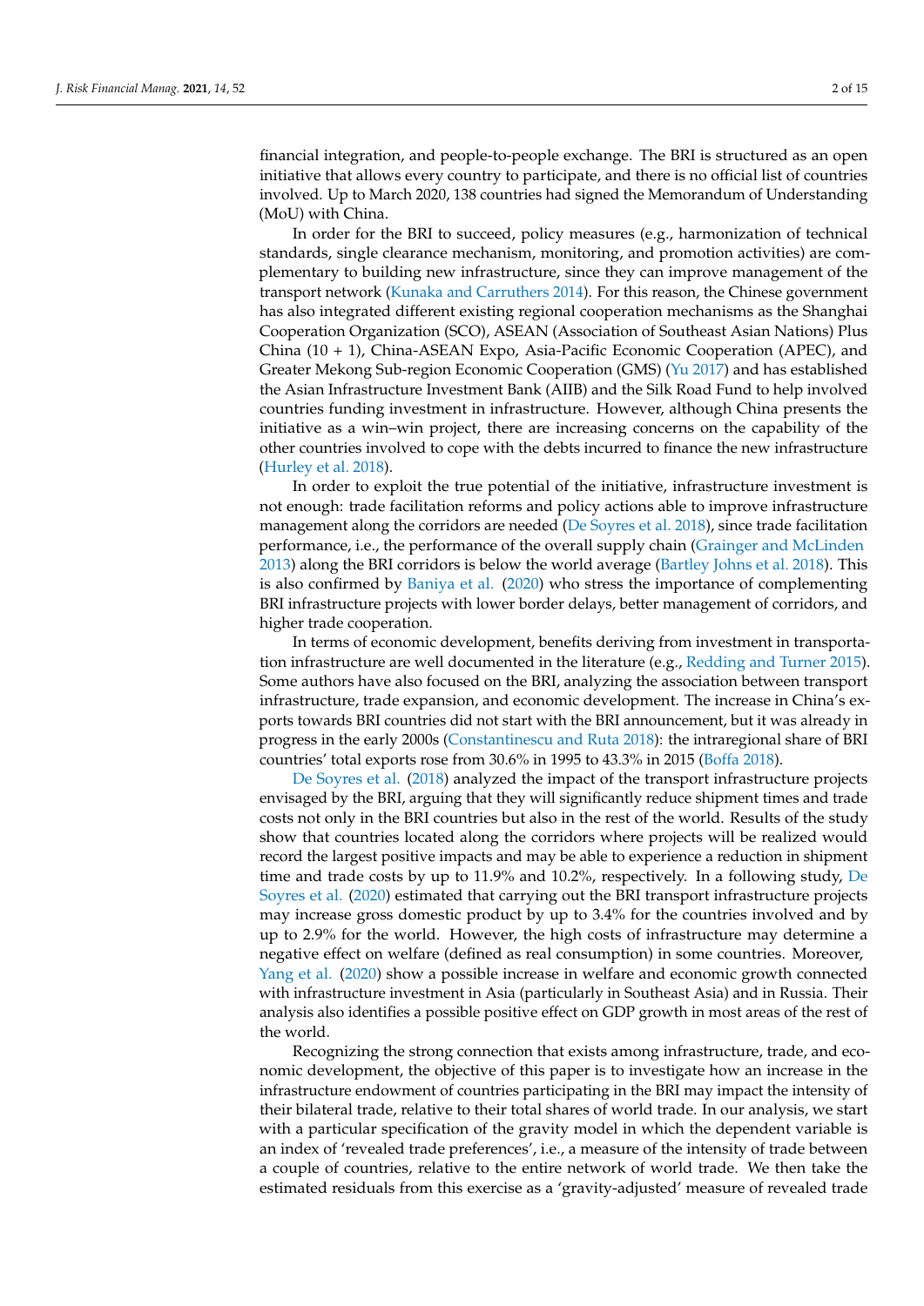financial integration, and people-to-people exchange. The BRI is structured as an open initiative that allows every country to participate, and there is no official list of countries involved. Up to March 2020, 138 countries had signed the Memorandum of Understanding (MoU) with China.

In order for the BRI to succeed, policy measures (e.g., harmonization of technical standards, single clearance mechanism, monitoring, and promotion activities) are complementary to building new infrastructure, since they can improve management of the transport network (Kunaka and Carruthers 2014). For this reason, the Chinese government has also integrated different existing regional cooperation mechanisms as the Shanghai Cooperation Organization (SCO), ASEAN (Association of Southeast Asian Nations) Plus China (10 + 1), China-ASEAN Expo, Asia-Pacific Economic Cooperation (APEC), and Greater Mekong Sub-region Economic Cooperation (GMS) (Yu 2017) and has established the Asian Infrastructure Investment Bank (AIIB) and the Silk Road Fund to help involved countries funding investment in infrastructure. However, although China presents the initiative as a win–win project, there are increasing concerns on the capability of the other countries involved to cope with the debts incurred to finance the new infrastructure (Hurley et al. 2018).

In order to exploit the true potential of the initiative, infrastructure investment is not enough: trade facilitation reforms and policy actions able to improve infrastructure management along the corridors are needed (De Soyres et al. 2018), since trade facilitation performance, i.e., the performance of the overall supply chain (Grainger and McLinden 2013) along the BRI corridors is below the world average (Bartley Johns et al. 2018). This is also confirmed by Baniya et al. (2020) who stress the importance of complementing BRI infrastructure projects with lower border delays, better management of corridors, and higher trade cooperation.

In terms of economic development, benefits deriving from investment in transportation infrastructure are well documented in the literature (e.g., Redding and Turner 2015). Some authors have also focused on the BRI, analyzing the association between transport infrastructure, trade expansion, and economic development. The increase in China's exports towards BRI countries did not start with the BRI announcement, but it was already in progress in the early 2000s (Constantinescu and Ruta 2018): the intraregional share of BRI countries' total exports rose from 30.6% in 1995 to 43.3% in 2015 (Boffa 2018).

De Soyres et al. (2018) analyzed the impact of the transport infrastructure projects envisaged by the BRI, arguing that they will significantly reduce shipment times and trade costs not only in the BRI countries but also in the rest of the world. Results of the study show that countries located along the corridors where projects will be realized would record the largest positive impacts and may be able to experience a reduction in shipment time and trade costs by up to 11.9% and 10.2%, respectively. In a following study, De Soyres et al. (2020) estimated that carrying out the BRI transport infrastructure projects may increase gross domestic product by up to 3.4% for the countries involved and by up to 2.9% for the world. However, the high costs of infrastructure may determine a negative effect on welfare (defined as real consumption) in some countries. Moreover, Yang et al. (2020) show a possible increase in welfare and economic growth connected with infrastructure investment in Asia (particularly in Southeast Asia) and in Russia. Their analysis also identifies a possible positive effect on GDP growth in most areas of the rest of the world.

Recognizing the strong connection that exists among infrastructure, trade, and economic development, the objective of this paper is to investigate how an increase in the infrastructure endowment of countries participating in the BRI may impact the intensity of their bilateral trade, relative to their total shares of world trade. In our analysis, we start with a particular specification of the gravity model in which the dependent variable is an index of 'revealed trade preferences', i.e., a measure of the intensity of trade between a couple of countries, relative to the entire network of world trade. We then take the estimated residuals from this exercise as a 'gravity-adjusted' measure of revealed trade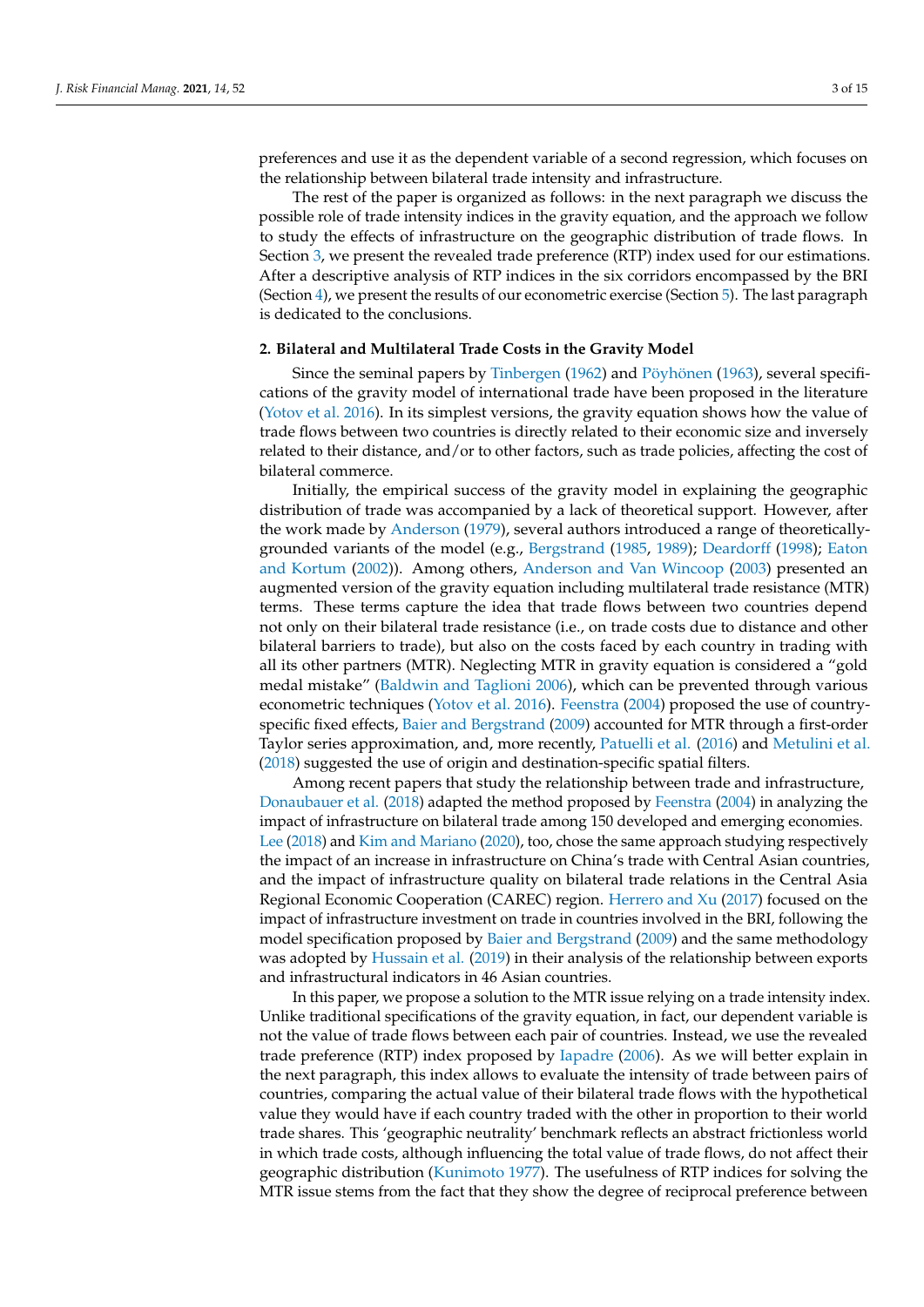preferences and use it as the dependent variable of a second regression, which focuses on the relationship between bilateral trade intensity and infrastructure.

The rest of the paper is organized as follows: in the next paragraph we discuss the possible role of trade intensity indices in the gravity equation, and the approach we follow to study the effects of infrastructure on the geographic distribution of trade flows. In Section 3, we present the revealed trade preference (RTP) index used for our estimations. After a descriptive analysis of RTP indices in the six corridors encompassed by the BRI (Section 4), we present the results of our econometric exercise (Section 5). The last paragraph is dedicated to the conclusions.

## 2. Bilateral and Multilateral Trade Costs in the Gravity Model

Since the seminal papers by Tinbergen (1962) and Pöyhönen (1963), several specifications of the gravity model of international trade have been proposed in the literature (Yotov et al. 2016). In its simplest versions, the gravity equation shows how the value of trade flows between two countries is directly related to their economic size and inversely related to their distance, and/or to other factors, such as trade policies, affecting the cost of bilateral commerce.

Initially, the empirical success of the gravity model in explaining the geographic distribution of trade was accompanied by a lack of theoretical support. However, after the work made by Anderson (1979), several authors introduced a range of theoretically-grounded variants of the model (e.g., Bergstrand (1985, 1989); Deardorff (1998); Eaton and Kortum (2002)). Among others, Anderson and Van Wincoop (2003) presented an augmented version of the gravity equation including multilateral trade resistance (MTR) terms. These terms capture the idea that trade flows between two countries depend not only on their bilateral trade resistance (i.e., on trade costs due to distance and other bilateral barriers to trade), but also on the costs faced by each country in trading with all its other partners (MTR). Neglecting MTR in gravity equation is considered a "gold medal mistake" (Baldwin and Taglioni 2006), which can be prevented through various econometric techniques (Yotov et al. 2016). Feenstra (2004) proposed the use of country-specific fixed effects, Baier and Bergstrand (2009) accounted for MTR through a first-order Taylor series approximation, and, more recently, Patuelli et al. (2016) and Metulini et al. (2018) suggested the use of origin and destination-specific spatial filters.

Among recent papers that study the relationship between trade and infrastructure, Donaubauer et al. (2018) adapted the method proposed by Feenstra (2004) in analyzing the impact of infrastructure on bilateral trade among 150 developed and emerging economies. Lee (2018) and Kim and Mariano (2020), too, chose the same approach studying respectively the impact of an increase in infrastructure on China's trade with Central Asian countries, and the impact of infrastructure quality on bilateral trade relations in the Central Asia Regional Economic Cooperation (CAREC) region. Herrero and Xu (2017) focused on the impact of infrastructure investment on trade in countries involved in the BRI, following the model specification proposed by Baier and Bergstrand (2009) and the same methodology was adopted by Hussain et al. (2019) in their analysis of the relationship between exports and infrastructural indicators in 46 Asian countries.

In this paper, we propose a solution to the MTR issue relying on a trade intensity index. Unlike traditional specifications of the gravity equation, in fact, our dependent variable is not the value of trade flows between each pair of countries. Instead, we use the revealed trade preference (RTP) index proposed by Iapadre (2006). As we will better explain in the next paragraph, this index allows to evaluate the intensity of trade between pairs of countries, comparing the actual value of their bilateral trade flows with the hypothetical value they would have if each country traded with the other in proportion to their world trade shares. This 'geographic neutrality' benchmark reflects an abstract frictionless world in which trade costs, although influencing the total value of trade flows, do not affect their geographic distribution (Kunimoto 1977). The usefulness of RTP indices for solving the MTR issue stems from the fact that they show the degree of reciprocal preference between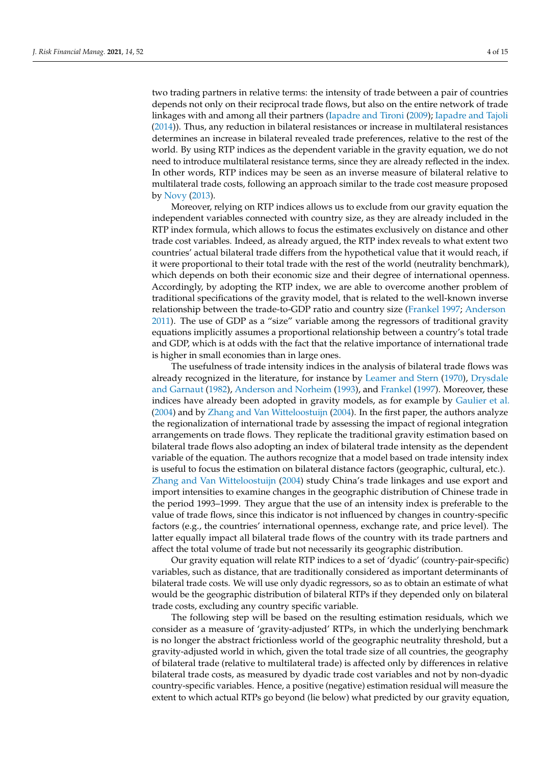two trading partners in relative terms: the intensity of trade between a pair of countries depends not only on their reciprocal trade flows, but also on the entire network of trade linkages with and among all their partners (Iapadre and Tironi (2009); Iapadre and Tajoli (2014)). Thus, any reduction in bilateral resistances or increase in multilateral resistances determines an increase in bilateral revealed trade preferences, relative to the rest of the world. By using RTP indices as the dependent variable in the gravity equation, we do not need to introduce multilateral resistance terms, since they are already reflected in the index. In other words, RTP indices may be seen as an inverse measure of bilateral relative to multilateral trade costs, following an approach similar to the trade cost measure proposed by Novy (2013).

Moreover, relying on RTP indices allows us to exclude from our gravity equation the independent variables connected with country size, as they are already included in the RTP index formula, which allows to focus the estimates exclusively on distance and other trade cost variables. Indeed, as already argued, the RTP index reveals to what extent two countries' actual bilateral trade differs from the hypothetical value that it would reach, if it were proportional to their total trade with the rest of the world (neutrality benchmark), which depends on both their economic size and their degree of international openness. Accordingly, by adopting the RTP index, we are able to overcome another problem of traditional specifications of the gravity model, that is related to the well-known inverse relationship between the trade-to-GDP ratio and country size (Frankel 1997; Anderson 2011). The use of GDP as a "size" variable among the regressors of traditional gravity equations implicitly assumes a proportional relationship between a country's total trade and GDP, which is at odds with the fact that the relative importance of international trade is higher in small economies than in large ones.

The usefulness of trade intensity indices in the analysis of bilateral trade flows was already recognized in the literature, for instance by Leamer and Stern (1970), Drysdale and Garnaut (1982), Anderson and Norheim (1993), and Frankel (1997). Moreover, these indices have already been adopted in gravity models, as for example by Gaulier et al. (2004) and by Zhang and Van Witteloostuijn (2004). In the first paper, the authors analyze the regionalization of international trade by assessing the impact of regional integration arrangements on trade flows. They replicate the traditional gravity estimation based on bilateral trade flows also adopting an index of bilateral trade intensity as the dependent variable of the equation. The authors recognize that a model based on trade intensity index is useful to focus the estimation on bilateral distance factors (geographic, cultural, etc.). Zhang and Van Witteloostuijn (2004) study China's trade linkages and use export and import intensities to examine changes in the geographic distribution of Chinese trade in the period 1993–1999. They argue that the use of an intensity index is preferable to the value of trade flows, since this indicator is not influenced by changes in country-specific factors (e.g., the countries' international openness, exchange rate, and price level). The latter equally impact all bilateral trade flows of the country with its trade partners and affect the total volume of trade but not necessarily its geographic distribution.

Our gravity equation will relate RTP indices to a set of 'dyadic' (country-pair-specific) variables, such as distance, that are traditionally considered as important determinants of bilateral trade costs. We will use only dyadic regressors, so as to obtain an estimate of what would be the geographic distribution of bilateral RTPs if they depended only on bilateral trade costs, excluding any country specific variable.

The following step will be based on the resulting estimation residuals, which we consider as a measure of 'gravity-adjusted' RTPs, in which the underlying benchmark is no longer the abstract frictionless world of the geographic neutrality threshold, but a gravity-adjusted world in which, given the total trade size of all countries, the geography of bilateral trade (relative to multilateral trade) is affected only by differences in relative bilateral trade costs, as measured by dyadic trade cost variables and not by non-dyadic country-specific variables. Hence, a positive (negative) estimation residual will measure the extent to which actual RTPs go beyond (lie below) what predicted by our gravity equation,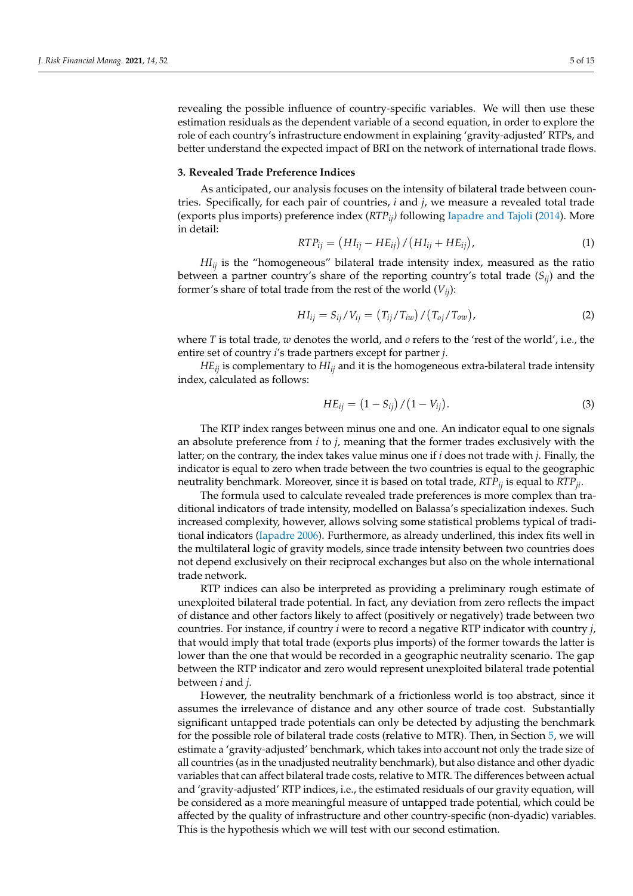revealing the possible influence of country-specific variables. We will then use these estimation residuals as the dependent variable of a second equation, in order to explore the role of each country's infrastructure endowment in explaining 'gravity-adjusted' RTPs, and better understand the expected impact of BRI on the network of international trade flows.

## 3. Revealed Trade Preference Indices

As anticipated, our analysis focuses on the intensity of bilateral trade between countries. Specifically, for each pair of countries, $i$ and $j$, we measure a revealed total trade (exports plus imports) preference index ($RTP_{ij}$) following Iapadre and Tajoli (2014). More in detail:

$$RTP_{ij} = \left(HI_{ij} - HE_{ij}\right) / \left(HI_{ij} + HE_{ij}\right), \tag{1}$$

$HI_{ij}$ is the "homogeneous" bilateral trade intensity index, measured as the ratio between a partner country's share of the reporting country's total trade ($S_{ij}$) and the former's share of total trade from the rest of the world ($V_{ij}$):

$$HI_{ij} = S_{ij} / V_{ij} = \left(T_{ij} / T_{iw}\right) / \left(T_{oj} / T_{ow}\right), \tag{2}$$

where $T$ is total trade, $w$ denotes the world, and $o$ refers to the 'rest of the world', i.e., the entire set of country $i$'s trade partners except for partner $j$.

$HE_{ij}$ is complementary to $HI_{ij}$ and it is the homogeneous extra-bilateral trade intensity index, calculated as follows:

$$HE_{ij} = \left(1 - S_{ij}\right) / \left(1 - V_{ij}\right). \tag{3}$$

The RTP index ranges between minus one and one. An indicator equal to one signals an absolute preference from $i$ to $j$, meaning that the former trades exclusively with the latter; on the contrary, the index takes value minus one if $i$ does not trade with $j$. Finally, the indicator is equal to zero when trade between the two countries is equal to the geographic neutrality benchmark. Moreover, since it is based on total trade, $RTP_{ij}$ is equal to $RTP_{ji}$.

The formula used to calculate revealed trade preferences is more complex than traditional indicators of trade intensity, modelled on Balassa's specialization indexes. Such increased complexity, however, allows solving some statistical problems typical of traditional indicators (Iapadre 2006). Furthermore, as already underlined, this index fits well in the multilateral logic of gravity models, since trade intensity between two countries does not depend exclusively on their reciprocal exchanges but also on the whole international trade network.

RTP indices can also be interpreted as providing a preliminary rough estimate of unexploited bilateral trade potential. In fact, any deviation from zero reflects the impact of distance and other factors likely to affect (positively or negatively) trade between two countries. For instance, if country $i$ were to record a negative RTP indicator with country $j$, that would imply that total trade (exports plus imports) of the former towards the latter is lower than the one that would be recorded in a geographic neutrality scenario. The gap between the RTP indicator and zero would represent unexploited bilateral trade potential between $i$ and $j$.

However, the neutrality benchmark of a frictionless world is too abstract, since it assumes the irrelevance of distance and any other source of trade cost. Substantially significant untapped trade potentials can only be detected by adjusting the benchmark for the possible role of bilateral trade costs (relative to MTR). Then, in Section 5, we will estimate a 'gravity-adjusted' benchmark, which takes into account not only the trade size of all countries (as in the unadjusted neutrality benchmark), but also distance and other dyadic variables that can affect bilateral trade costs, relative to MTR. The differences between actual and 'gravity-adjusted' RTP indices, i.e., the estimated residuals of our gravity equation, will be considered as a more meaningful measure of untapped trade potential, which could be affected by the quality of infrastructure and other country-specific (non-dyadic) variables. This is the hypothesis which we will test with our second estimation.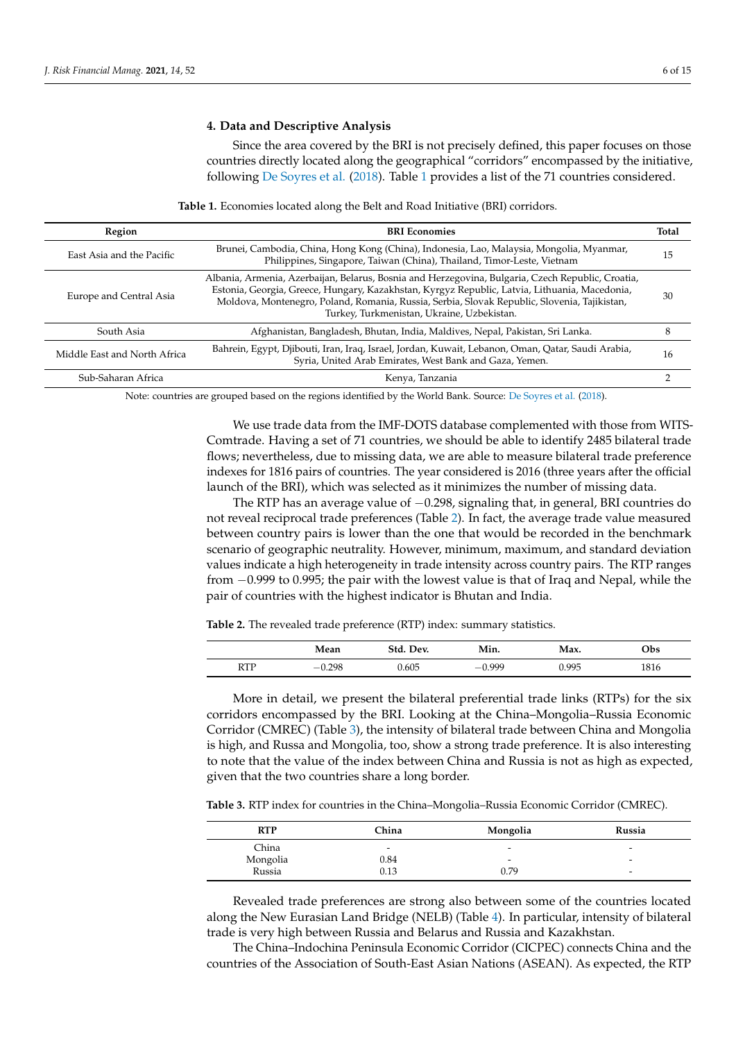## 4. Data and Descriptive Analysis

Since the area covered by the BRI is not precisely defined, this paper focuses on those countries directly located along the geographical "corridors" encompassed by the initiative, following De Soyres et al. (2018). Table 1 provides a list of the 71 countries considered.

**Table 1.** Economies located along the Belt and Road Initiative (BRI) corridors.

| Region | BRI Economies | Total |
| --- | --- | --- |
| East Asia and the Pacific | Brunei, Cambodia, China, Hong Kong (China), Indonesia, Lao, Malaysia, Mongolia, Myanmar, Philippines, Singapore, Taiwan (China), Thailand, Timor-Leste, Vietnam | 15 |
| Europe and Central Asia | Albania, Armenia, Azerbaijan, Belarus, Bosnia and Herzegovina, Bulgaria, Czech Republic, Croatia, Estonia, Georgia, Greece, Hungary, Kazakhstan, Kyrgyz Republic, Latvia, Lithuania, Macedonia, Moldova, Montenegro, Poland, Romania, Russia, Serbia, Slovak Republic, Slovenia, Tajikistan, Turkey, Turkmenistan, Ukraine, Uzbekistan. | 30 |
| South Asia | Afghanistan, Bangladesh, Bhutan, India, Maldives, Nepal, Pakistan, Sri Lanka. | 8 |
| Middle East and North Africa | Bahrein, Egypt, Djibouti, Iran, Iraq, Israel, Jordan, Kuwait, Lebanon, Oman, Qatar, Saudi Arabia, Syria, United Arab Emirates, West Bank and Gaza, Yemen. | 16 |
| Sub-Saharan Africa | Kenya, Tanzania | 2 |

Note: countries are grouped based on the regions identified by the World Bank. Source: De Soyres et al. (2018).

We use trade data from the IMF-DOTS database complemented with those from WITS-Comtrade. Having a set of 71 countries, we should be able to identify 2485 bilateral trade flows; nevertheless, due to missing data, we are able to measure bilateral trade preference indexes for 1816 pairs of countries. The year considered is 2016 (three years after the official launch of the BRI), which was selected as it minimizes the number of missing data.

The RTP has an average value of −0.298, signaling that, in general, BRI countries do not reveal reciprocal trade preferences (Table 2). In fact, the average trade value measured between country pairs is lower than the one that would be recorded in the benchmark scenario of geographic neutrality. However, minimum, maximum, and standard deviation values indicate a high heterogeneity in trade intensity across country pairs. The RTP ranges from −0.999 to 0.995; the pair with the lowest value is that of Iraq and Nepal, while the pair of countries with the highest indicator is Bhutan and India.

**Table 2.** The revealed trade preference (RTP) index: summary statistics.

| | Mean | Std. Dev. | Min. | Max. | Obs |
| --- | --- | --- | --- | --- | --- |
| RTP | −0.298 | 0.605 | −0.999 | 0.995 | 1816 |

More in detail, we present the bilateral preferential trade links (RTPs) for the six corridors encompassed by the BRI. Looking at the China–Mongolia–Russia Economic Corridor (CMREC) (Table 3), the intensity of bilateral trade between China and Mongolia is high, and Russa and Mongolia, too, show a strong trade preference. It is also interesting to note that the value of the index between China and Russia is not as high as expected, given that the two countries share a long border.

**Table 3.** RTP index for countries in the China–Mongolia–Russia Economic Corridor (CMREC).

| RTP | China | Mongolia | Russia |
| --- | --- | --- | --- |
| China | - | - | - |
| Mongolia | 0.84 | - | - |
| Russia | 0.13 | 0.79 | - |

Revealed trade preferences are strong also between some of the countries located along the New Eurasian Land Bridge (NELB) (Table 4). In particular, intensity of bilateral trade is very high between Russia and Belarus and Russia and Kazakhstan.

The China–Indochina Peninsula Economic Corridor (CICPEC) connects China and the countries of the Association of South-East Asian Nations (ASEAN). As expected, the RTP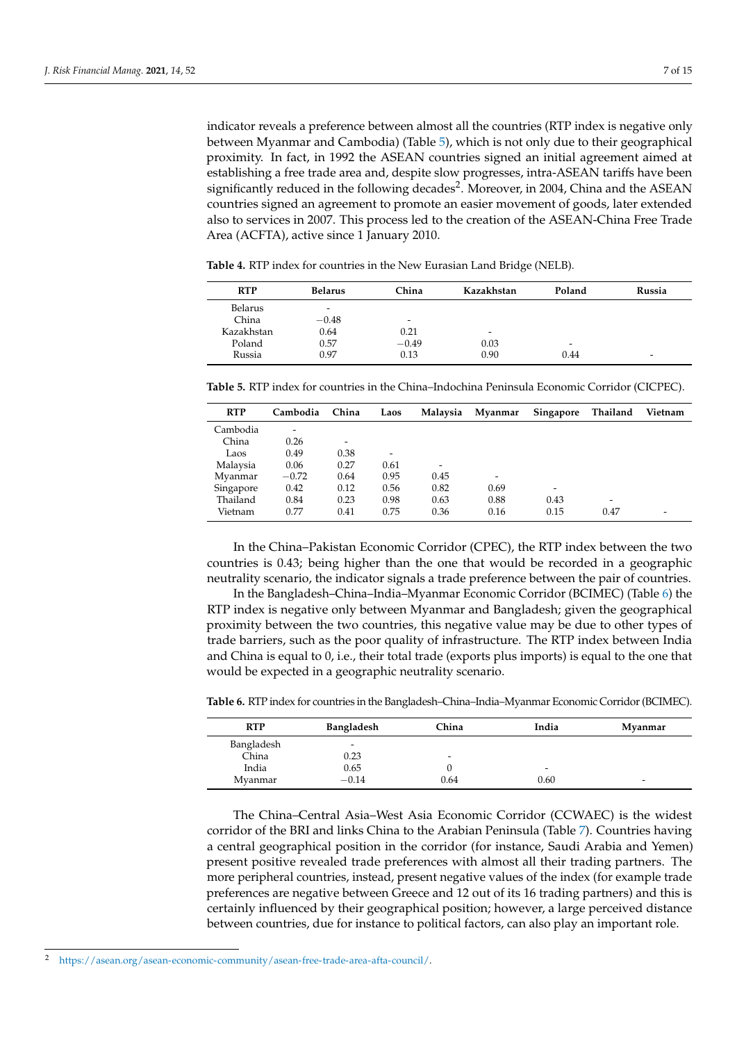indicator reveals a preference between almost all the countries (RTP index is negative only between Myanmar and Cambodia) (Table 5), which is not only due to their geographical proximity. In fact, in 1992 the ASEAN countries signed an initial agreement aimed at establishing a free trade area and, despite slow progresses, intra-ASEAN tariffs have been significantly reduced in the following decades[2]. Moreover, in 2004, China and the ASEAN countries signed an agreement to promote an easier movement of goods, later extended also to services in 2007. This process led to the creation of the ASEAN-China Free Trade Area (ACFTA), active since 1 January 2010.

**Table 4.** RTP index for countries in the New Eurasian Land Bridge (NELB).

| RTP | Belarus | China | Kazakhstan | Poland | Russia |
|---|---|---|---|---|---|
| Belarus | - | | | | |
| China | −0.48 | - | | | |
| Kazakhstan | 0.64 | 0.21 | - | | |
| Poland | 0.57 | −0.49 | 0.03 | - | |
| Russia | 0.97 | 0.13 | 0.90 | 0.44 | - |

**Table 5.** RTP index for countries in the China–Indochina Peninsula Economic Corridor (CICPEC).

| RTP | Cambodia | China | Laos | Malaysia | Myanmar | Singapore | Thailand | Vietnam |
|---|---|---|---|---|---|---|---|---|
| Cambodia | - | | | | | | | |
| China | 0.26 | - | | | | | | |
| Laos | 0.49 | 0.38 | - | | | | | |
| Malaysia | 0.06 | 0.27 | 0.61 | - | | | | |
| Myanmar | −0.72 | 0.64 | 0.95 | 0.45 | - | | | |
| Singapore | 0.42 | 0.12 | 0.56 | 0.82 | 0.69 | - | | |
| Thailand | 0.84 | 0.23 | 0.98 | 0.63 | 0.88 | 0.43 | - | |
| Vietnam | 0.77 | 0.41 | 0.75 | 0.36 | 0.16 | 0.15 | 0.47 | - |

In the China–Pakistan Economic Corridor (CPEC), the RTP index between the two countries is 0.43; being higher than the one that would be recorded in a geographic neutrality scenario, the indicator signals a trade preference between the pair of countries.

In the Bangladesh–China–India–Myanmar Economic Corridor (BCIMEC) (Table 6) the RTP index is negative only between Myanmar and Bangladesh; given the geographical proximity between the two countries, this negative value may be due to other types of trade barriers, such as the poor quality of infrastructure. The RTP index between India and China is equal to 0, i.e., their total trade (exports plus imports) is equal to the one that would be expected in a geographic neutrality scenario.

**Table 6.** RTP index for countries in the Bangladesh–China–India–Myanmar Economic Corridor (BCIMEC).

| RTP | Bangladesh | China | India | Myanmar |
|---|---|---|---|---|
| Bangladesh | - | | | |
| China | 0.23 | - | | |
| India | 0.65 | 0 | - | |
| Myanmar | −0.14 | 0.64 | 0.60 | - |

The China–Central Asia–West Asia Economic Corridor (CCWAEC) is the widest corridor of the BRI and links China to the Arabian Peninsula (Table 7). Countries having a central geographical position in the corridor (for instance, Saudi Arabia and Yemen) present positive revealed trade preferences with almost all their trading partners. The more peripheral countries, instead, present negative values of the index (for example trade preferences are negative between Greece and 12 out of its 16 trading partners) and this is certainly influenced by their geographical position; however, a large perceived distance between countries, due for instance to political factors, can also play an important role.

[2] https://asean.org/asean-economic-community/asean-free-trade-area-afta-council/.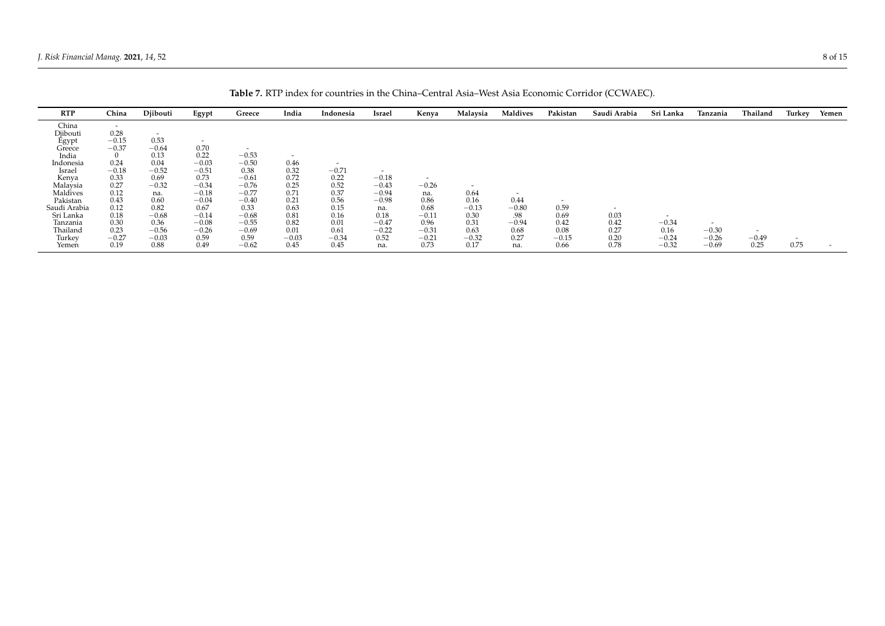**Table 7.** RTP index for countries in the China–Central Asia–West Asia Economic Corridor (CCWAEC).

| RTP | China | Djibouti | Egypt | Greece | India | Indonesia | Israel | Kenya | Malaysia | Maldives | Pakistan | Saudi Arabia | Sri Lanka | Tanzania | Thailand | Turkey | Yemen |
|---|---|---|---|---|---|---|---|---|---|---|---|---|---|---|---|---|---|
| China | - | | | | | | | | | | | | | | | | |
| Djibouti | 0.28 | - | | | | | | | | | | | | | | | |
| Egypt | −0.15 | 0.53 | - | | | | | | | | | | | | | | |
| Greece | −0.37 | −0.64 | 0.70 | - | | | | | | | | | | | | | |
| India | 0 | 0.13 | 0.22 | −0.53 | - | | | | | | | | | | | | |
| Indonesia | 0.24 | 0.04 | −0.03 | −0.50 | 0.46 | - | | | | | | | | | | | |
| Israel | −0.18 | −0.52 | −0.51 | 0.38 | 0.32 | −0.71 | - | | | | | | | | | | |
| Kenya | 0.33 | 0.69 | 0.73 | −0.61 | 0.72 | 0.22 | −0.18 | - | | | | | | | | | |
| Malaysia | 0.27 | −0.32 | −0.34 | −0.76 | 0.25 | 0.52 | −0.43 | −0.26 | - | | | | | | | | |
| Maldives | 0.12 | na. | −0.18 | −0.77 | 0.71 | 0.37 | −0.94 | na. | 0.64 | - | | | | | | | |
| Pakistan | 0.43 | 0.60 | −0.04 | −0.40 | 0.21 | 0.56 | −0.98 | 0.86 | 0.16 | 0.44 | - | | | | | | |
| Saudi Arabia | 0.12 | 0.82 | 0.67 | 0.33 | 0.63 | 0.15 | na. | 0.68 | −0.13 | −0.80 | 0.59 | - | | | | | |
| Sri Lanka | 0.18 | −0.68 | −0.14 | −0.68 | 0.81 | 0.16 | 0.18 | −0.11 | 0.30 | .98 | 0.69 | 0.03 | - | | | | |
| Tanzania | 0.30 | 0.36 | −0.08 | −0.55 | 0.82 | 0.01 | −0.47 | 0.96 | 0.31 | −0.94 | 0.42 | 0.42 | −0.34 | - | | | |
| Thailand | 0.23 | −0.56 | −0.26 | −0.69 | 0.01 | 0.61 | −0.22 | −0.31 | 0.63 | 0.68 | 0.08 | 0.27 | 0.16 | −0.30 | - | | |
| Turkey | −0.27 | −0.03 | 0.59 | 0.59 | −0.03 | −0.34 | 0.52 | −0.21 | −0.32 | 0.27 | −0.15 | 0.20 | −0.24 | −0.26 | −0.49 | - | |
| Yemen | 0.19 | 0.88 | 0.49 | −0.62 | 0.45 | 0.45 | na. | 0.73 | 0.17 | na. | 0.66 | 0.78 | −0.32 | −0.69 | 0.25 | 0.75 | - |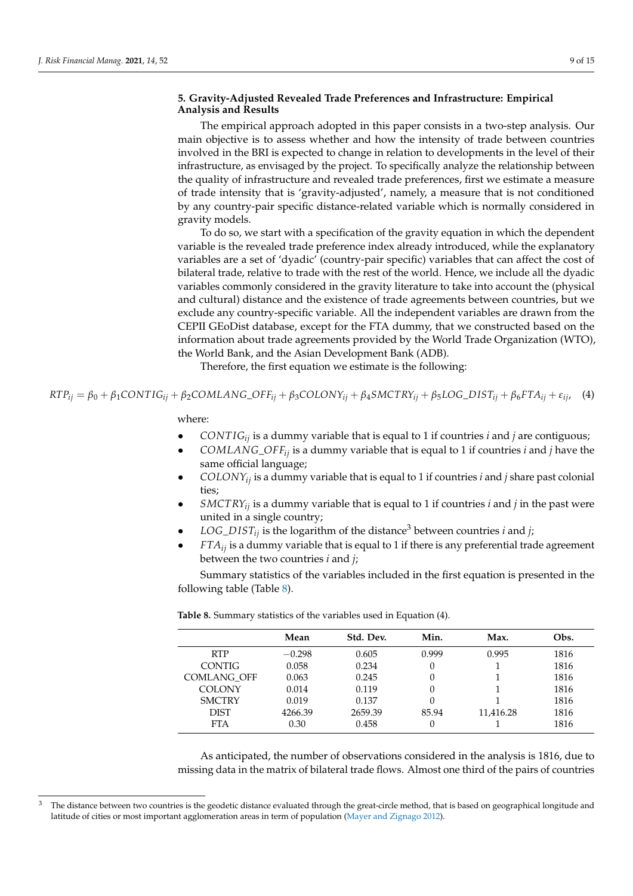## 5. Gravity-Adjusted Revealed Trade Preferences and Infrastructure: Empirical Analysis and Results

The empirical approach adopted in this paper consists in a two-step analysis. Our main objective is to assess whether and how the intensity of trade between countries involved in the BRI is expected to change in relation to developments in the level of their infrastructure, as envisaged by the project. To specifically analyze the relationship between the quality of infrastructure and revealed trade preferences, first we estimate a measure of trade intensity that is 'gravity-adjusted', namely, a measure that is not conditioned by any country-pair specific distance-related variable which is normally considered in gravity models.

To do so, we start with a specification of the gravity equation in which the dependent variable is the revealed trade preference index already introduced, while the explanatory variables are a set of 'dyadic' (country-pair specific) variables that can affect the cost of bilateral trade, relative to trade with the rest of the world. Hence, we include all the dyadic variables commonly considered in the gravity literature to take into account the (physical and cultural) distance and the existence of trade agreements between countries, but we exclude any country-specific variable. All the independent variables are drawn from the CEPII GEoDist database, except for the FTA dummy, that we constructed based on the information about trade agreements provided by the World Trade Organization (WTO), the World Bank, and the Asian Development Bank (ADB).

Therefore, the first equation we estimate is the following:

$$RTP_{ij} = \beta_0 + \beta_1 CONTIG_{ij} + \beta_2 COMLANG\_OFF_{ij} + \beta_3 COLONY_{ij} + \beta_4 SMCTRY_{ij} + \beta_5 LOG\_DIST_{ij} + \beta_6 FTA_{ij} + \varepsilon_{ij}, \quad (4)$$

where:

- $CONTIG_{ij}$ is a dummy variable that is equal to 1 if countries $i$ and $j$ are contiguous;
- $COMLANG\_OFF_{ij}$ is a dummy variable that is equal to 1 if countries $i$ and $j$ have the same official language;
- $COLONY_{ij}$ is a dummy variable that is equal to 1 if countries $i$ and $j$ share past colonial ties;
- $SMCTRY_{ij}$ is a dummy variable that is equal to 1 if countries $i$ and $j$ in the past were united in a single country;
- $LOG\_DIST_{ij}$ is the logarithm of the distance[3] between countries $i$ and $j$;
- $FTA_{ij}$ is a dummy variable that is equal to 1 if there is any preferential trade agreement between the two countries $i$ and $j$;

Summary statistics of the variables included in the first equation is presented in the following table (Table 8).

**Table 8.** Summary statistics of the variables used in Equation (4).

| | Mean | Std. Dev. | Min. | Max. | Obs. |
|---|---|---|---|---|---|
| RTP | −0.298 | 0.605 | 0.999 | 0.995 | 1816 |
| CONTIG | 0.058 | 0.234 | 0 | 1 | 1816 |
| COMLANG_OFF | 0.063 | 0.245 | 0 | 1 | 1816 |
| COLONY | 0.014 | 0.119 | 0 | 1 | 1816 |
| SMCTRY | 0.019 | 0.137 | 0 | 1 | 1816 |
| DIST | 4266.39 | 2659.39 | 85.94 | 11,416.28 | 1816 |
| FTA | 0.30 | 0.458 | 0 | 1 | 1816 |

As anticipated, the number of observations considered in the analysis is 1816, due to missing data in the matrix of bilateral trade flows. Almost one third of the pairs of countries

[3] The distance between two countries is the geodetic distance evaluated through the great-circle method, that is based on geographical longitude and latitude of cities or most important agglomeration areas in term of population (Mayer and Zignago 2012).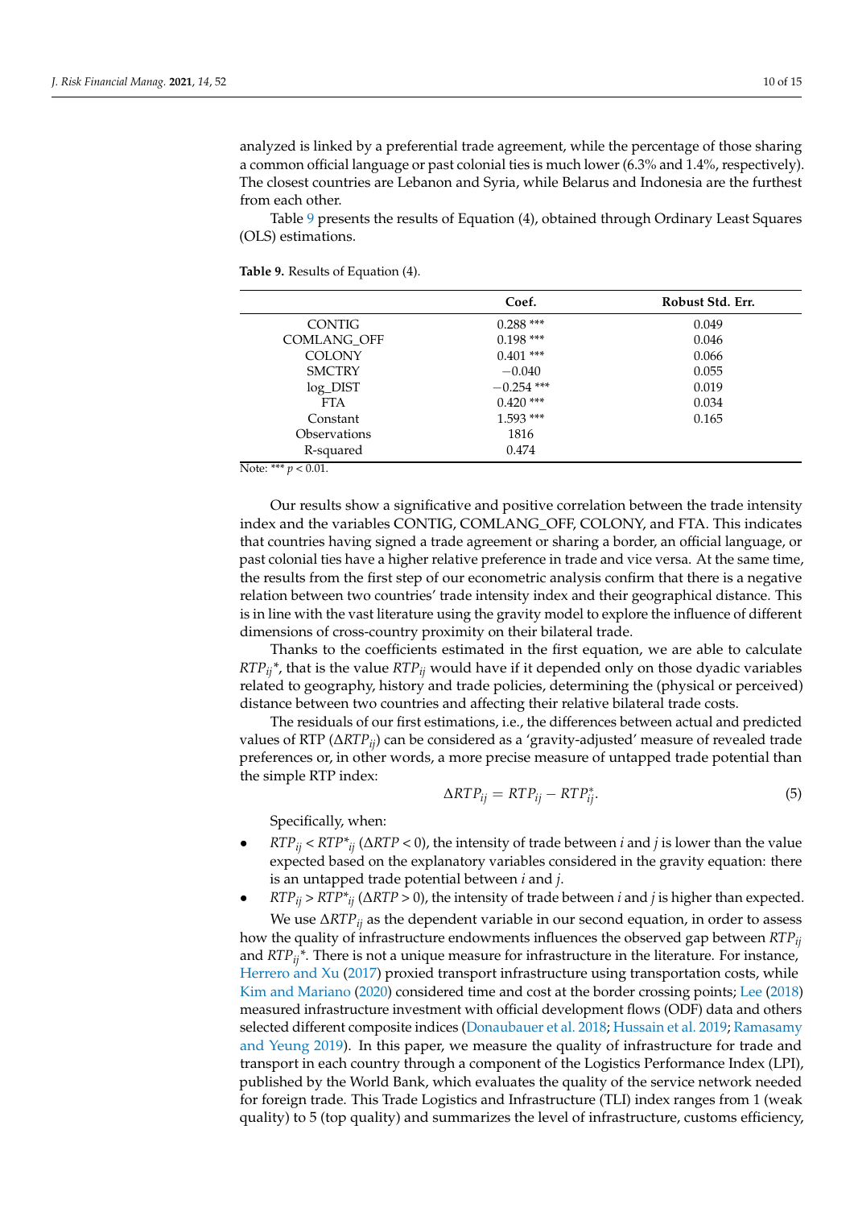analyzed is linked by a preferential trade agreement, while the percentage of those sharing a common official language or past colonial ties is much lower (6.3% and 1.4%, respectively). The closest countries are Lebanon and Syria, while Belarus and Indonesia are the furthest from each other.

Table 9 presents the results of Equation (4), obtained through Ordinary Least Squares (OLS) estimations.

**Table 9.** Results of Equation (4).

| | Coef. | Robust Std. Err. |
|---|---|---|
| CONTIG | 0.288 *** | 0.049 |
| COMLANG_OFF | 0.198 *** | 0.046 |
| COLONY | 0.401 *** | 0.066 |
| SMCTRY | −0.040 | 0.055 |
| log_DIST | −0.254 *** | 0.019 |
| FTA | 0.420 *** | 0.034 |
| Constant | 1.593 *** | 0.165 |
| Observations | 1816 | |
| R-squared | 0.474 | |

Note: *** $p < 0.01$.

Our results show a significative and positive correlation between the trade intensity index and the variables CONTIG, COMLANG_OFF, COLONY, and FTA. This indicates that countries having signed a trade agreement or sharing a border, an official language, or past colonial ties have a higher relative preference in trade and vice versa. At the same time, the results from the first step of our econometric analysis confirm that there is a negative relation between two countries' trade intensity index and their geographical distance. This is in line with the vast literature using the gravity model to explore the influence of different dimensions of cross-country proximity on their bilateral trade.

Thanks to the coefficients estimated in the first equation, we are able to calculate $RTP_{ij}$*, that is the value $RTP_{ij}$ would have if it depended only on those dyadic variables related to geography, history and trade policies, determining the (physical or perceived) distance between two countries and affecting their relative bilateral trade costs.

The residuals of our first estimations, i.e., the differences between actual and predicted values of RTP ($\Delta RTP_{ij}$) can be considered as a 'gravity-adjusted' measure of revealed trade preferences or, in other words, a more precise measure of untapped trade potential than the simple RTP index:

$$\Delta RTP_{ij} = RTP_{ij} - RTP^{*}_{ij}. \tag{5}$$

Specifically, when:

- $RTP_{ij} < RTP^{*}_{ij}$ ($\Delta RTP < 0$), the intensity of trade between $i$ and $j$ is lower than the value expected based on the explanatory variables considered in the gravity equation: there is an untapped trade potential between $i$ and $j$.
- $RTP_{ij} > RTP^{*}_{ij}$ ($\Delta RTP > 0$), the intensity of trade between $i$ and $j$ is higher than expected.

We use $\Delta RTP_{ij}$ as the dependent variable in our second equation, in order to assess how the quality of infrastructure endowments influences the observed gap between $RTP_{ij}$ and $RTP_{ij}$*. There is not a unique measure for infrastructure in the literature. For instance, Herrero and Xu (2017) proxied transport infrastructure using transportation costs, while Kim and Mariano (2020) considered time and cost at the border crossing points; Lee (2018) measured infrastructure investment with official development flows (ODF) data and others selected different composite indices (Donaubauer et al. 2018; Hussain et al. 2019; Ramasamy and Yeung 2019). In this paper, we measure the quality of infrastructure for trade and transport in each country through a component of the Logistics Performance Index (LPI), published by the World Bank, which evaluates the quality of the service network needed for foreign trade. This Trade Logistics and Infrastructure (TLI) index ranges from 1 (weak quality) to 5 (top quality) and summarizes the level of infrastructure, customs efficiency,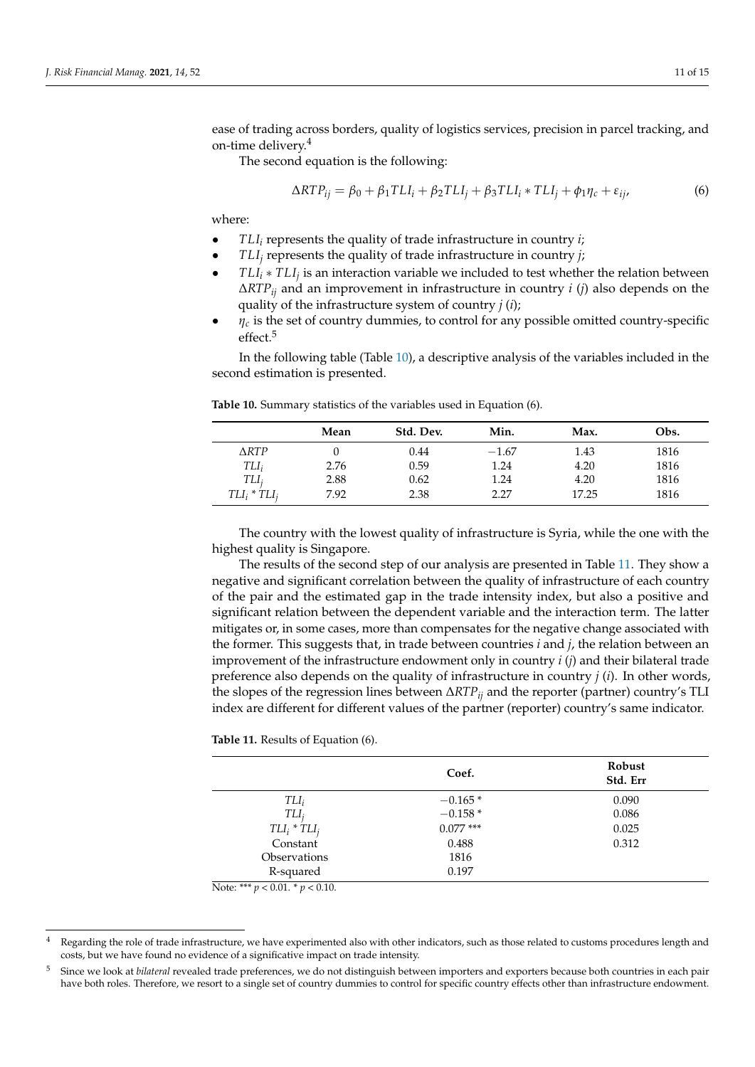ease of trading across borders, quality of logistics services, precision in parcel tracking, and on-time delivery.[4]

The second equation is the following:

$$\Delta RTP_{ij} = \beta_0 + \beta_1 TLI_i + \beta_2 TLI_j + \beta_3 TLI_i * TLI_j + \phi_1 \eta_c + \varepsilon_{ij}, \tag{6}$$

where:

- $TLI_i$ represents the quality of trade infrastructure in country *i*;
- $TLI_j$ represents the quality of trade infrastructure in country *j*;
- $TLI_i * TLI_j$ is an interaction variable we included to test whether the relation between $\Delta RTP_{ij}$ and an improvement in infrastructure in country *i* (*j*) also depends on the quality of the infrastructure system of country *j* (*i*);
- $\eta_c$ is the set of country dummies, to control for any possible omitted country-specific effect.[5]

In the following table (Table 10), a descriptive analysis of the variables included in the second estimation is presented.

**Table 10.** Summary statistics of the variables used in Equation (6).

| | Mean | Std. Dev. | Min. | Max. | Obs. |
|---|---|---|---|---|---|
| $\Delta RTP$ | 0 | 0.44 | −1.67 | 1.43 | 1816 |
| $TLI_i$ | 2.76 | 0.59 | 1.24 | 4.20 | 1816 |
| $TLI_j$ | 2.88 | 0.62 | 1.24 | 4.20 | 1816 |
| $TLI_i * TLI_j$ | 7.92 | 2.38 | 2.27 | 17.25 | 1816 |

The country with the lowest quality of infrastructure is Syria, while the one with the highest quality is Singapore.

The results of the second step of our analysis are presented in Table 11. They show a negative and significant correlation between the quality of infrastructure of each country of the pair and the estimated gap in the trade intensity index, but also a positive and significant relation between the dependent variable and the interaction term. The latter mitigates or, in some cases, more than compensates for the negative change associated with the former. This suggests that, in trade between countries *i* and *j*, the relation between an improvement of the infrastructure endowment only in country *i* (*j*) and their bilateral trade preference also depends on the quality of infrastructure in country *j* (*i*). In other words, the slopes of the regression lines between $\Delta RTP_{ij}$ and the reporter (partner) country's TLI index are different for different values of the partner (reporter) country's same indicator.

**Table 11.** Results of Equation (6).

| | Coef. | Robust Std. Err |
|---|---|---|
| $TLI_i$ | −0.165 * | 0.090 |
| $TLI_j$ | −0.158 * | 0.086 |
| $TLI_i * TLI_j$ | 0.077 *** | 0.025 |
| Constant | 0.488 | 0.312 |
| Observations | 1816 | |
| R-squared | 0.197 | |

Note: *** $p < 0.01$. * $p < 0.10$.

[4] Regarding the role of trade infrastructure, we have experimented also with other indicators, such as those related to customs procedures length and costs, but we have found no evidence of a significative impact on trade intensity.

[5] Since we look at *bilateral* revealed trade preferences, we do not distinguish between importers and exporters because both countries in each pair have both roles. Therefore, we resort to a single set of country dummies to control for specific country effects other than infrastructure endowment.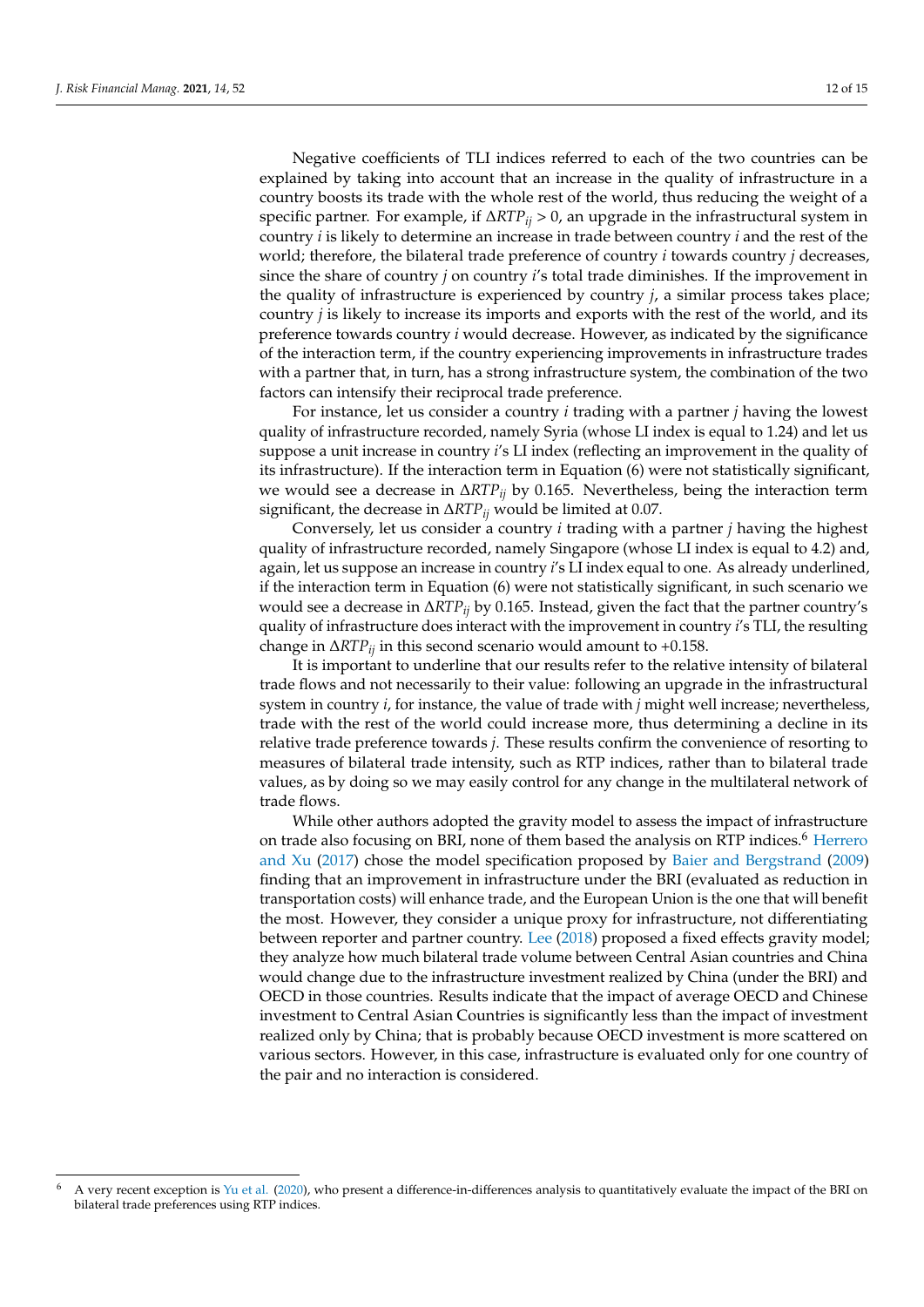Negative coefficients of TLI indices referred to each of the two countries can be explained by taking into account that an increase in the quality of infrastructure in a country boosts its trade with the whole rest of the world, thus reducing the weight of a specific partner. For example, if $\Delta RTP_{ij} > 0$, an upgrade in the infrastructural system in country $i$ is likely to determine an increase in trade between country $i$ and the rest of the world; therefore, the bilateral trade preference of country $i$ towards country $j$ decreases, since the share of country $j$ on country $i$'s total trade diminishes. If the improvement in the quality of infrastructure is experienced by country $j$, a similar process takes place; country $j$ is likely to increase its imports and exports with the rest of the world, and its preference towards country $i$ would decrease. However, as indicated by the significance of the interaction term, if the country experiencing improvements in infrastructure trades with a partner that, in turn, has a strong infrastructure system, the combination of the two factors can intensify their reciprocal trade preference.

For instance, let us consider a country $i$ trading with a partner $j$ having the lowest quality of infrastructure recorded, namely Syria (whose LI index is equal to 1.24) and let us suppose a unit increase in country $i$'s LI index (reflecting an improvement in the quality of its infrastructure). If the interaction term in Equation (6) were not statistically significant, we would see a decrease in $\Delta RTP_{ij}$ by 0.165. Nevertheless, being the interaction term significant, the decrease in $\Delta RTP_{ij}$ would be limited at 0.07.

Conversely, let us consider a country $i$ trading with a partner $j$ having the highest quality of infrastructure recorded, namely Singapore (whose LI index is equal to 4.2) and, again, let us suppose an increase in country $i$'s LI index equal to one. As already underlined, if the interaction term in Equation (6) were not statistically significant, in such scenario we would see a decrease in $\Delta RTP_{ij}$ by 0.165. Instead, given the fact that the partner country's quality of infrastructure does interact with the improvement in country $i$'s TLI, the resulting change in $\Delta RTP_{ij}$ in this second scenario would amount to +0.158.

It is important to underline that our results refer to the relative intensity of bilateral trade flows and not necessarily to their value: following an upgrade in the infrastructural system in country $i$, for instance, the value of trade with $j$ might well increase; nevertheless, trade with the rest of the world could increase more, thus determining a decline in its relative trade preference towards $j$. These results confirm the convenience of resorting to measures of bilateral trade intensity, such as RTP indices, rather than to bilateral trade values, as by doing so we may easily control for any change in the multilateral network of trade flows.

While other authors adopted the gravity model to assess the impact of infrastructure on trade also focusing on BRI, none of them based the analysis on RTP indices.[6] Herrero and Xu (2017) chose the model specification proposed by Baier and Bergstrand (2009) finding that an improvement in infrastructure under the BRI (evaluated as reduction in transportation costs) will enhance trade, and the European Union is the one that will benefit the most. However, they consider a unique proxy for infrastructure, not differentiating between reporter and partner country. Lee (2018) proposed a fixed effects gravity model; they analyze how much bilateral trade volume between Central Asian countries and China would change due to the infrastructure investment realized by China (under the BRI) and OECD in those countries. Results indicate that the impact of average OECD and Chinese investment to Central Asian Countries is significantly less than the impact of investment realized only by China; that is probably because OECD investment is more scattered on various sectors. However, in this case, infrastructure is evaluated only for one country of the pair and no interaction is considered.

[6] A very recent exception is Yu et al. (2020), who present a difference-in-differences analysis to quantitatively evaluate the impact of the BRI on bilateral trade preferences using RTP indices.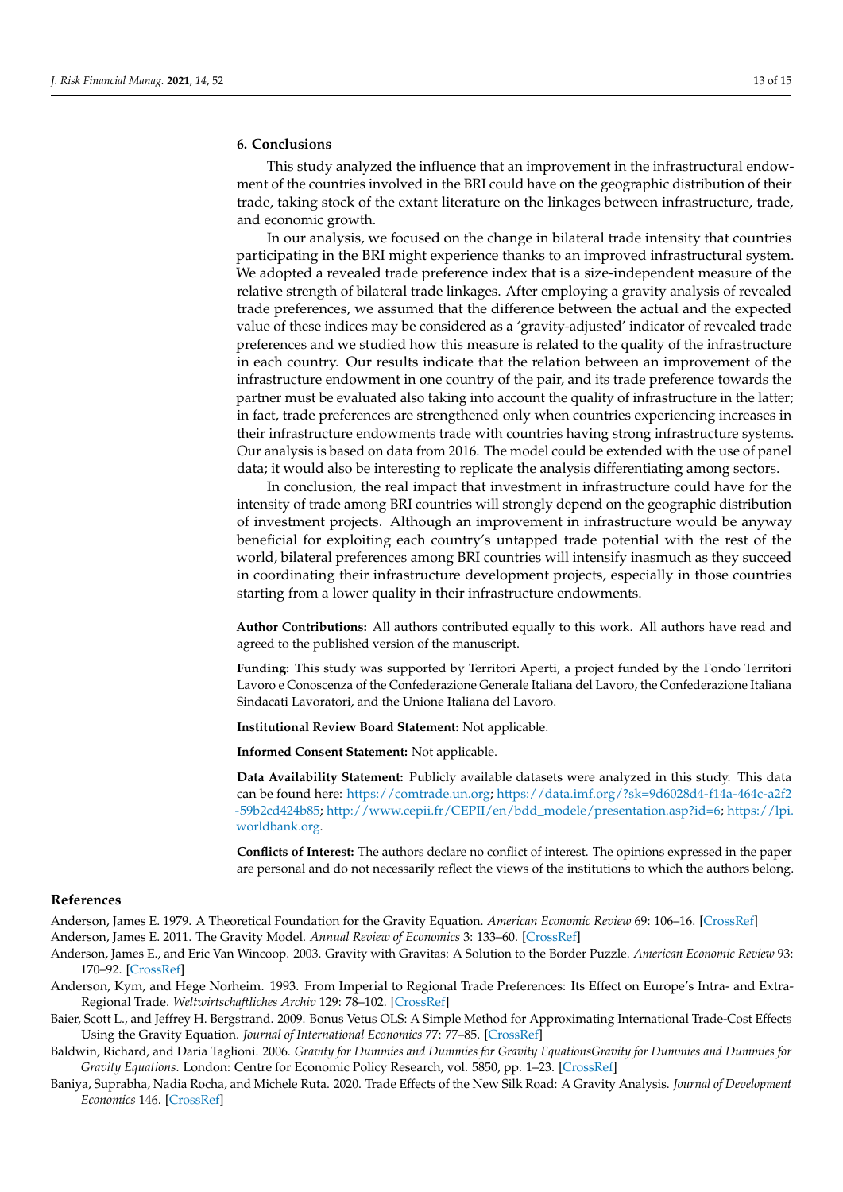## 6. Conclusions

This study analyzed the influence that an improvement in the infrastructural endowment of the countries involved in the BRI could have on the geographic distribution of their trade, taking stock of the extant literature on the linkages between infrastructure, trade, and economic growth.

In our analysis, we focused on the change in bilateral trade intensity that countries participating in the BRI might experience thanks to an improved infrastructural system. We adopted a revealed trade preference index that is a size-independent measure of the relative strength of bilateral trade linkages. After employing a gravity analysis of revealed trade preferences, we assumed that the difference between the actual and the expected value of these indices may be considered as a 'gravity-adjusted' indicator of revealed trade preferences and we studied how this measure is related to the quality of the infrastructure in each country. Our results indicate that the relation between an improvement of the infrastructure endowment in one country of the pair, and its trade preference towards the partner must be evaluated also taking into account the quality of infrastructure in the latter; in fact, trade preferences are strengthened only when countries experiencing increases in their infrastructure endowments trade with countries having strong infrastructure systems. Our analysis is based on data from 2016. The model could be extended with the use of panel data; it would also be interesting to replicate the analysis differentiating among sectors.

In conclusion, the real impact that investment in infrastructure could have for the intensity of trade among BRI countries will strongly depend on the geographic distribution of investment projects. Although an improvement in infrastructure would be anyway beneficial for exploiting each country's untapped trade potential with the rest of the world, bilateral preferences among BRI countries will intensify inasmuch as they succeed in coordinating their infrastructure development projects, especially in those countries starting from a lower quality in their infrastructure endowments.

**Author Contributions:** All authors contributed equally to this work. All authors have read and agreed to the published version of the manuscript.

**Funding:** This study was supported by Territori Aperti, a project funded by the Fondo Territori Lavoro e Conoscenza of the Confederazione Generale Italiana del Lavoro, the Confederazione Italiana Sindacati Lavoratori, and the Unione Italiana del Lavoro.

**Institutional Review Board Statement:** Not applicable.

**Informed Consent Statement:** Not applicable.

**Data Availability Statement:** Publicly available datasets were analyzed in this study. This data can be found here: https://comtrade.un.org; https://data.imf.org/?sk=9d6028d4-f14a-464c-a2f2-59b2cd424b85; http://www.cepii.fr/CEPII/en/bdd_modele/presentation.asp?id=6; https://lpi.worldbank.org.

**Conflicts of Interest:** The authors declare no conflict of interest. The opinions expressed in the paper are personal and do not necessarily reflect the views of the institutions to which the authors belong.

## References

Anderson, James E. 1979. A Theoretical Foundation for the Gravity Equation. *American Economic Review* 69: 106–16. [CrossRef]

Anderson, James E. 2011. The Gravity Model. *Annual Review of Economics* 3: 133–60. [CrossRef]

Anderson, James E., and Eric Van Wincoop. 2003. Gravity with Gravitas: A Solution to the Border Puzzle. *American Economic Review* 93: 170–92. [CrossRef]

Anderson, Kym, and Hege Norheim. 1993. From Imperial to Regional Trade Preferences: Its Effect on Europe's Intra- and Extra-Regional Trade. *Weltwirtschaftliches Archiv* 129: 78–102. [CrossRef]

Baier, Scott L., and Jeffrey H. Bergstrand. 2009. Bonus Vetus OLS: A Simple Method for Approximating International Trade-Cost Effects Using the Gravity Equation. *Journal of International Economics* 77: 77–85. [CrossRef]

Baldwin, Richard, and Daria Taglioni. 2006. *Gravity for Dummies and Dummies for Gravity EquationsGravity for Dummies and Dummies for Gravity Equations*. London: Centre for Economic Policy Research, vol. 5850, pp. 1–23. [CrossRef]

Baniya, Suprabha, Nadia Rocha, and Michele Ruta. 2020. Trade Effects of the New Silk Road: A Gravity Analysis. *Journal of Development Economics* 146. [CrossRef]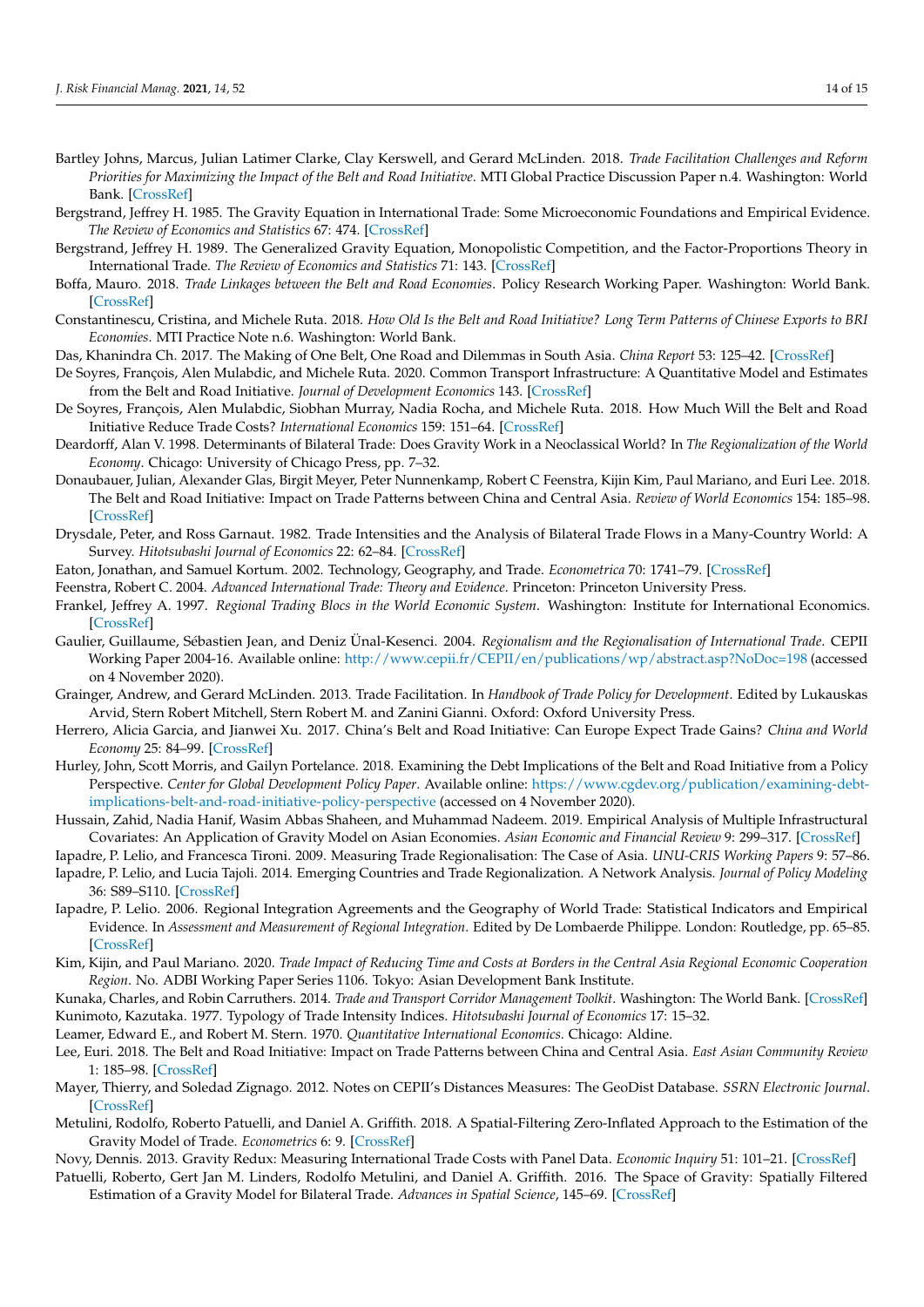Bartley Johns, Marcus, Julian Latimer Clarke, Clay Kerswell, and Gerard McLinden. 2018. *Trade Facilitation Challenges and Reform Priorities for Maximizing the Impact of the Belt and Road Initiative*. MTI Global Practice Discussion Paper n.4. Washington: World Bank. [CrossRef]

Bergstrand, Jeffrey H. 1985. The Gravity Equation in International Trade: Some Microeconomic Foundations and Empirical Evidence. *The Review of Economics and Statistics* 67: 474. [CrossRef]

Bergstrand, Jeffrey H. 1989. The Generalized Gravity Equation, Monopolistic Competition, and the Factor-Proportions Theory in International Trade. *The Review of Economics and Statistics* 71: 143. [CrossRef]

Boffa, Mauro. 2018. *Trade Linkages between the Belt and Road Economies*. Policy Research Working Paper. Washington: World Bank. [CrossRef]

Constantinescu, Cristina, and Michele Ruta. 2018. *How Old Is the Belt and Road Initiative? Long Term Patterns of Chinese Exports to BRI Economies*. MTI Practice Note n.6. Washington: World Bank.

Das, Khanindra Ch. 2017. The Making of One Belt, One Road and Dilemmas in South Asia. *China Report* 53: 125–42. [CrossRef]

De Soyres, François, Alen Mulabdic, and Michele Ruta. 2020. Common Transport Infrastructure: A Quantitative Model and Estimates from the Belt and Road Initiative. *Journal of Development Economics* 143. [CrossRef]

De Soyres, François, Alen Mulabdic, Siobhan Murray, Nadia Rocha, and Michele Ruta. 2018. How Much Will the Belt and Road Initiative Reduce Trade Costs? *International Economics* 159: 151–64. [CrossRef]

Deardorff, Alan V. 1998. Determinants of Bilateral Trade: Does Gravity Work in a Neoclassical World? In *The Regionalization of the World Economy*. Chicago: University of Chicago Press, pp. 7–32.

Donaubauer, Julian, Alexander Glas, Birgit Meyer, Peter Nunnenkamp, Robert C Feenstra, Kijin Kim, Paul Mariano, and Euri Lee. 2018. The Belt and Road Initiative: Impact on Trade Patterns between China and Central Asia. *Review of World Economics* 154: 185–98. [CrossRef]

Drysdale, Peter, and Ross Garnaut. 1982. Trade Intensities and the Analysis of Bilateral Trade Flows in a Many-Country World: A Survey. *Hitotsubashi Journal of Economics* 22: 62–84. [CrossRef]

Eaton, Jonathan, and Samuel Kortum. 2002. Technology, Geography, and Trade. *Econometrica* 70: 1741–79. [CrossRef]

Feenstra, Robert C. 2004. *Advanced International Trade: Theory and Evidence*. Princeton: Princeton University Press.

Frankel, Jeffrey A. 1997. *Regional Trading Blocs in the World Economic System*. Washington: Institute for International Economics. [CrossRef]

Gaulier, Guillaume, Sébastien Jean, and Deniz Ünal-Kesenci. 2004. *Regionalism and the Regionalisation of International Trade*. CEPII Working Paper 2004-16. Available online: http://www.cepii.fr/CEPII/en/publications/wp/abstract.asp?NoDoc=198 (accessed on 4 November 2020).

Grainger, Andrew, and Gerard McLinden. 2013. Trade Facilitation. In *Handbook of Trade Policy for Development*. Edited by Lukauskas Arvid, Stern Robert Mitchell, Stern Robert M. and Zanini Gianni. Oxford: Oxford University Press.

Herrero, Alicia Garcia, and Jianwei Xu. 2017. China's Belt and Road Initiative: Can Europe Expect Trade Gains? *China and World Economy* 25: 84–99. [CrossRef]

Hurley, John, Scott Morris, and Gailyn Portelance. 2018. Examining the Debt Implications of the Belt and Road Initiative from a Policy Perspective. *Center for Global Development Policy Paper*. Available online: https://www.cgdev.org/publication/examining-debt-implications-belt-and-road-initiative-policy-perspective (accessed on 4 November 2020).

Hussain, Zahid, Nadia Hanif, Wasim Abbas Shaheen, and Muhammad Nadeem. 2019. Empirical Analysis of Multiple Infrastructural Covariates: An Application of Gravity Model on Asian Economies. *Asian Economic and Financial Review* 9: 299–317. [CrossRef]

Iapadre, P. Lelio, and Francesca Tironi. 2009. Measuring Trade Regionalisation: The Case of Asia. *UNU-CRIS Working Papers* 9: 57–86.

Iapadre, P. Lelio, and Lucia Tajoli. 2014. Emerging Countries and Trade Regionalization. A Network Analysis. *Journal of Policy Modeling* 36: S89–S110. [CrossRef]

Iapadre, P. Lelio. 2006. Regional Integration Agreements and the Geography of World Trade: Statistical Indicators and Empirical Evidence. In *Assessment and Measurement of Regional Integration*. Edited by De Lombaerde Philippe. London: Routledge, pp. 65–85. [CrossRef]

Kim, Kijin, and Paul Mariano. 2020. *Trade Impact of Reducing Time and Costs at Borders in the Central Asia Regional Economic Cooperation Region*. No. ADBI Working Paper Series 1106. Tokyo: Asian Development Bank Institute.

Kunaka, Charles, and Robin Carruthers. 2014. *Trade and Transport Corridor Management Toolkit*. Washington: The World Bank. [CrossRef]

Kunimoto, Kazutaka. 1977. Typology of Trade Intensity Indices. *Hitotsubashi Journal of Economics* 17: 15–32.

Leamer, Edward E., and Robert M. Stern. 1970. *Quantitative International Economics*. Chicago: Aldine.

Lee, Euri. 2018. The Belt and Road Initiative: Impact on Trade Patterns between China and Central Asia. *East Asian Community Review* 1: 185–98. [CrossRef]

Mayer, Thierry, and Soledad Zignago. 2012. Notes on CEPII's Distances Measures: The GeoDist Database. *SSRN Electronic Journal*. [CrossRef]

Metulini, Rodolfo, Roberto Patuelli, and Daniel A. Griffith. 2018. A Spatial-Filtering Zero-Inflated Approach to the Estimation of the Gravity Model of Trade. *Econometrics* 6: 9. [CrossRef]

Novy, Dennis. 2013. Gravity Redux: Measuring International Trade Costs with Panel Data. *Economic Inquiry* 51: 101–21. [CrossRef]

Patuelli, Roberto, Gert Jan M. Linders, Rodolfo Metulini, and Daniel A. Griffith. 2016. The Space of Gravity: Spatially Filtered Estimation of a Gravity Model for Bilateral Trade. *Advances in Spatial Science*, 145–69. [CrossRef]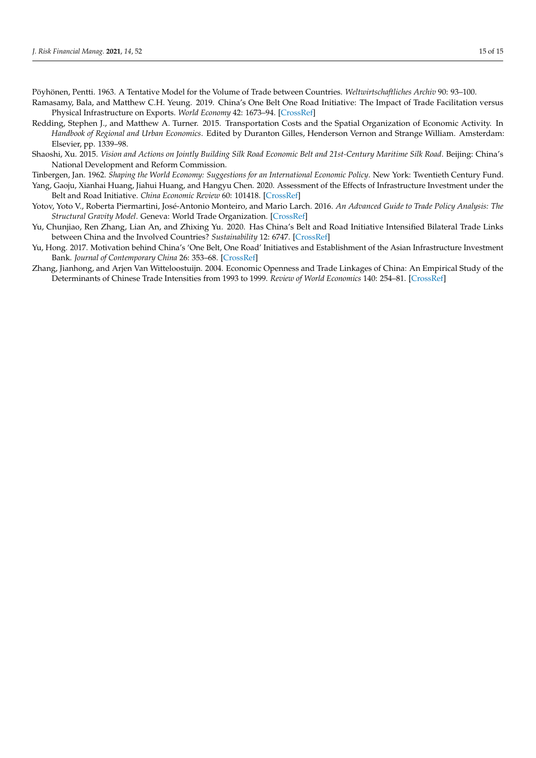Pöyhönen, Pentti. 1963. A Tentative Model for the Volume of Trade between Countries. *Weltwirtschaftliches Archiv* 90: 93–100.

Ramasamy, Bala, and Matthew C.H. Yeung. 2019. China's One Belt One Road Initiative: The Impact of Trade Facilitation versus Physical Infrastructure on Exports. *World Economy* 42: 1673–94. [CrossRef]

Redding, Stephen J., and Matthew A. Turner. 2015. Transportation Costs and the Spatial Organization of Economic Activity. In *Handbook of Regional and Urban Economics*. Edited by Duranton Gilles, Henderson Vernon and Strange William. Amsterdam: Elsevier, pp. 1339–98.

Shaoshi, Xu. 2015. *Vision and Actions on Jointly Building Silk Road Economic Belt and 21st-Century Maritime Silk Road*. Beijing: China's National Development and Reform Commission.

Tinbergen, Jan. 1962. *Shaping the World Economy: Suggestions for an International Economic Policy*. New York: Twentieth Century Fund.

Yang, Gaoju, Xianhai Huang, Jiahui Huang, and Hangyu Chen. 2020. Assessment of the Effects of Infrastructure Investment under the Belt and Road Initiative. *China Economic Review* 60: 101418. [CrossRef]

Yotov, Yoto V., Roberta Piermartini, José-Antonio Monteiro, and Mario Larch. 2016. *An Advanced Guide to Trade Policy Analysis: The Structural Gravity Model*. Geneva: World Trade Organization. [CrossRef]

Yu, Chunjiao, Ren Zhang, Lian An, and Zhixing Yu. 2020. Has China's Belt and Road Initiative Intensified Bilateral Trade Links between China and the Involved Countries? *Sustainability* 12: 6747. [CrossRef]

Yu, Hong. 2017. Motivation behind China's 'One Belt, One Road' Initiatives and Establishment of the Asian Infrastructure Investment Bank. *Journal of Contemporary China* 26: 353–68. [CrossRef]

Zhang, Jianhong, and Arjen Van Witteloostuijn. 2004. Economic Openness and Trade Linkages of China: An Empirical Study of the Determinants of Chinese Trade Intensities from 1993 to 1999. *Review of World Economics* 140: 254–81. [CrossRef]